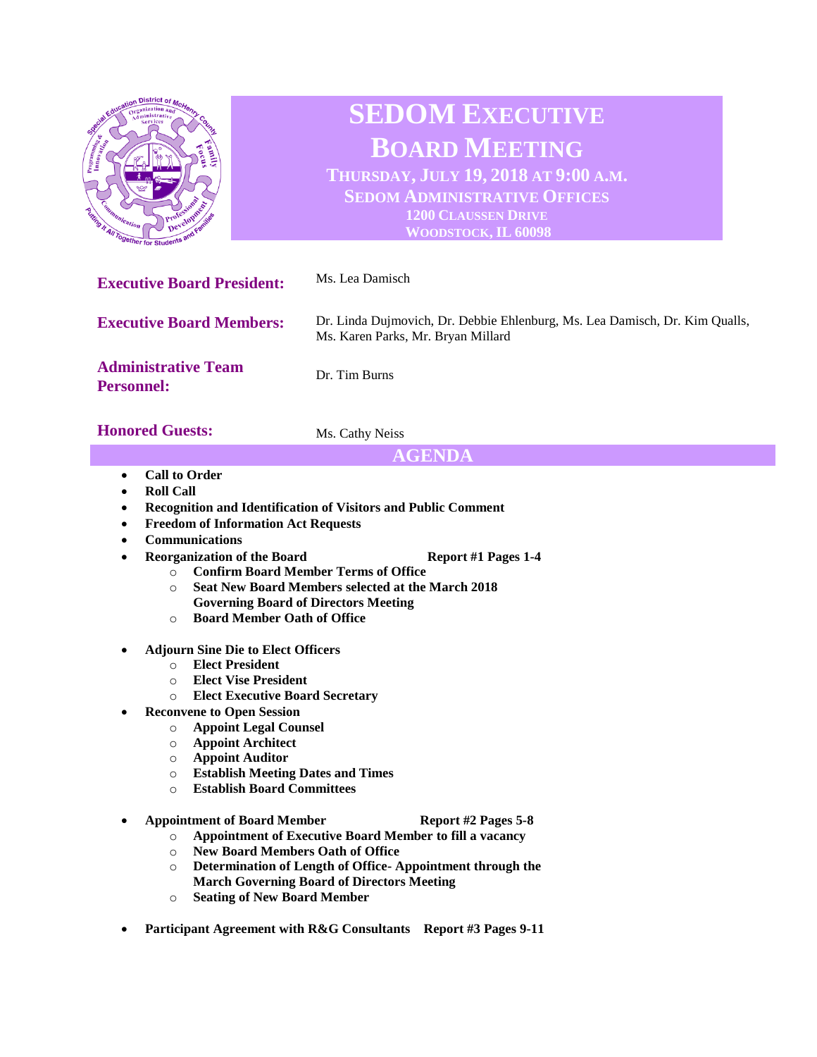# SEDOM EXECUTIVE BOARD MEETING

**THURSDAY, JULY 19, 2018 AT 9:00 A.M.**
**SEDOM ADMINISTRATIVE OFFICES**
**1200 CLAUSSEN DRIVE**
**WOODSTOCK, IL 60098**

**Executive Board President:** Ms. Lea Damisch

**Executive Board Members:** Dr. Linda Dujmovich, Dr. Debbie Ehlenburg, Ms. Lea Damisch, Dr. Kim Qualls, Ms. Karen Parks, Mr. Bryan Millard

**Administrative Team Personnel:** Dr. Tim Burns

**Honored Guests:** Ms. Cathy Neiss

## AGENDA

- **Call to Order**
- **Roll Call**
- **Recognition and Identification of Visitors and Public Comment**
- **Freedom of Information Act Requests**
- **Communications**
- **Reorganization of the Board** — **Report #1 Pages 1-4**
  - **Confirm Board Member Terms of Office**
  - **Seat New Board Members selected at the March 2018 Governing Board of Directors Meeting**
  - **Board Member Oath of Office**
- **Adjourn Sine Die to Elect Officers**
  - **Elect President**
  - **Elect Vise President**
  - **Elect Executive Board Secretary**
- **Reconvene to Open Session**
  - **Appoint Legal Counsel**
  - **Appoint Architect**
  - **Appoint Auditor**
  - **Establish Meeting Dates and Times**
  - **Establish Board Committees**
- **Appointment of Board Member** — **Report #2 Pages 5-8**
  - **Appointment of Executive Board Member to fill a vacancy**
  - **New Board Members Oath of Office**
  - **Determination of Length of Office- Appointment through the March Governing Board of Directors Meeting**
  - **Seating of New Board Member**
- **Participant Agreement with R&G Consultants** — **Report #3 Pages 9-11**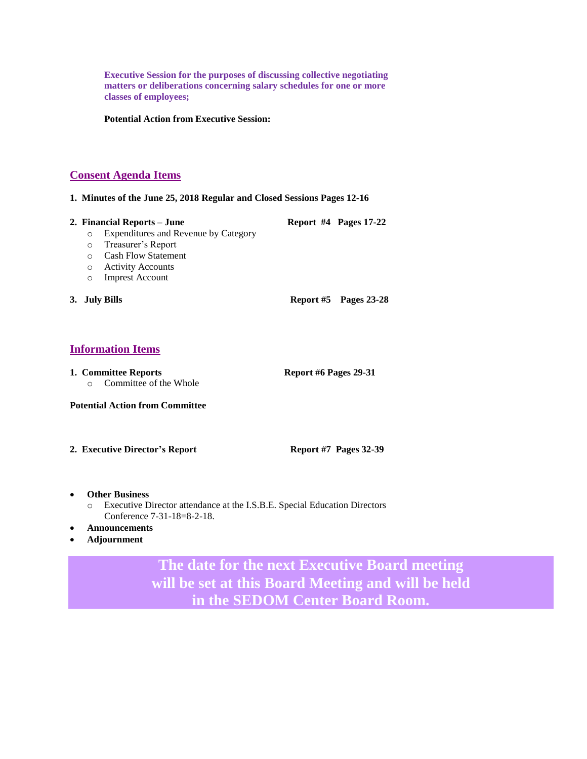**Executive Session for the purposes of discussing collective negotiating matters or deliberations concerning salary schedules for one or more classes of employees;**

**Potential Action from Executive Session:**

## Consent Agenda Items

1. **Minutes of the June 25, 2018 Regular and Closed Sessions Pages 12-16**

2. **Financial Reports – June** **Report #4 Pages 17-22**
   - Expenditures and Revenue by Category
   - Treasurer's Report
   - Cash Flow Statement
   - Activity Accounts
   - Imprest Account

3. **July Bills** **Report #5 Pages 23-28**

## Information Items

1. **Committee Reports** **Report #6 Pages 29-31**
   - Committee of the Whole

**Potential Action from Committee**

2. **Executive Director's Report** **Report #7 Pages 32-39**

- **Other Business**
  - Executive Director attendance at the I.S.B.E. Special Education Directors Conference 7-31-18=8-2-18.
- **Announcements**
- **Adjournment**

**The date for the next Executive Board meeting will be set at this Board Meeting and will be held in the SEDOM Center Board Room.**